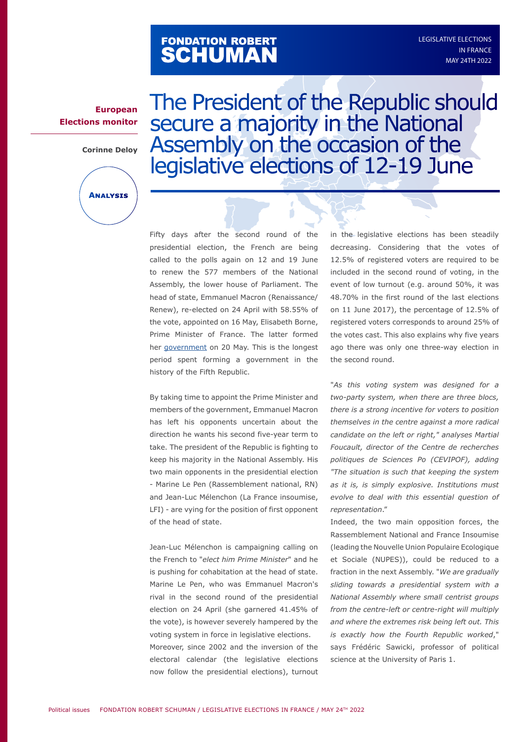FONDATION ROBERT SCHUMAN

LEGISLATIVE ELECTIONS IN FRANCE
MAY 24TH 2022

**European Elections monitor**

**Corinne Deloy**

**Analysis**

# The President of the Republic should secure a majority in the National Assembly on the occasion of the legislative elections of 12-19 June

Fifty days after the second round of the presidential election, the French are being called to the polls again on 12 and 19 June to renew the 577 members of the National Assembly, the lower house of Parliament. The head of state, Emmanuel Macron (Renaissance/ Renew), re-elected on 24 April with 58.55% of the vote, appointed on 16 May, Elisabeth Borne, Prime Minister of France. The latter formed her government on 20 May. This is the longest period spent forming a government in the history of the Fifth Republic.

By taking time to appoint the Prime Minister and members of the government, Emmanuel Macron has left his opponents uncertain about the direction he wants his second five-year term to take. The president of the Republic is fighting to keep his majority in the National Assembly. His two main opponents in the presidential election - Marine Le Pen (Rassemblement national, RN) and Jean-Luc Mélenchon (La France insoumise, LFI) - are vying for the position of first opponent of the head of state.

Jean-Luc Mélenchon is campaigning calling on the French to "*elect him Prime Minister*" and he is pushing for cohabitation at the head of state. Marine Le Pen, who was Emmanuel Macron's rival in the second round of the presidential election on 24 April (she garnered 41.45% of the vote), is however severely hampered by the voting system in force in legislative elections.

Moreover, since 2002 and the inversion of the electoral calendar (the legislative elections now follow the presidential elections), turnout in the legislative elections has been steadily decreasing. Considering that the votes of 12.5% of registered voters are required to be included in the second round of voting, in the event of low turnout (e.g. around 50%, it was 48.70% in the first round of the last elections on 11 June 2017), the percentage of 12.5% of registered voters corresponds to around 25% of the votes cast. This also explains why five years ago there was only one three-way election in the second round.

"*As this voting system was designed for a two-party system, when there are three blocs, there is a strong incentive for voters to position themselves in the centre against a more radical candidate on the left or right," analyses Martial Foucault, director of the Centre de recherches politiques de Sciences Po (CEVIPOF), adding "The situation is such that keeping the system as it is, is simply explosive. Institutions must evolve to deal with this essential question of representation*."

Indeed, the two main opposition forces, the Rassemblement National and France Insoumise (leading the Nouvelle Union Populaire Ecologique et Sociale (NUPES)), could be reduced to a fraction in the next Assembly. "*We are gradually sliding towards a presidential system with a National Assembly where small centrist groups from the centre-left or centre-right will multiply and where the extremes risk being left out. This is exactly how the Fourth Republic worked*," says Frédéric Sawicki, professor of political science at the University of Paris 1.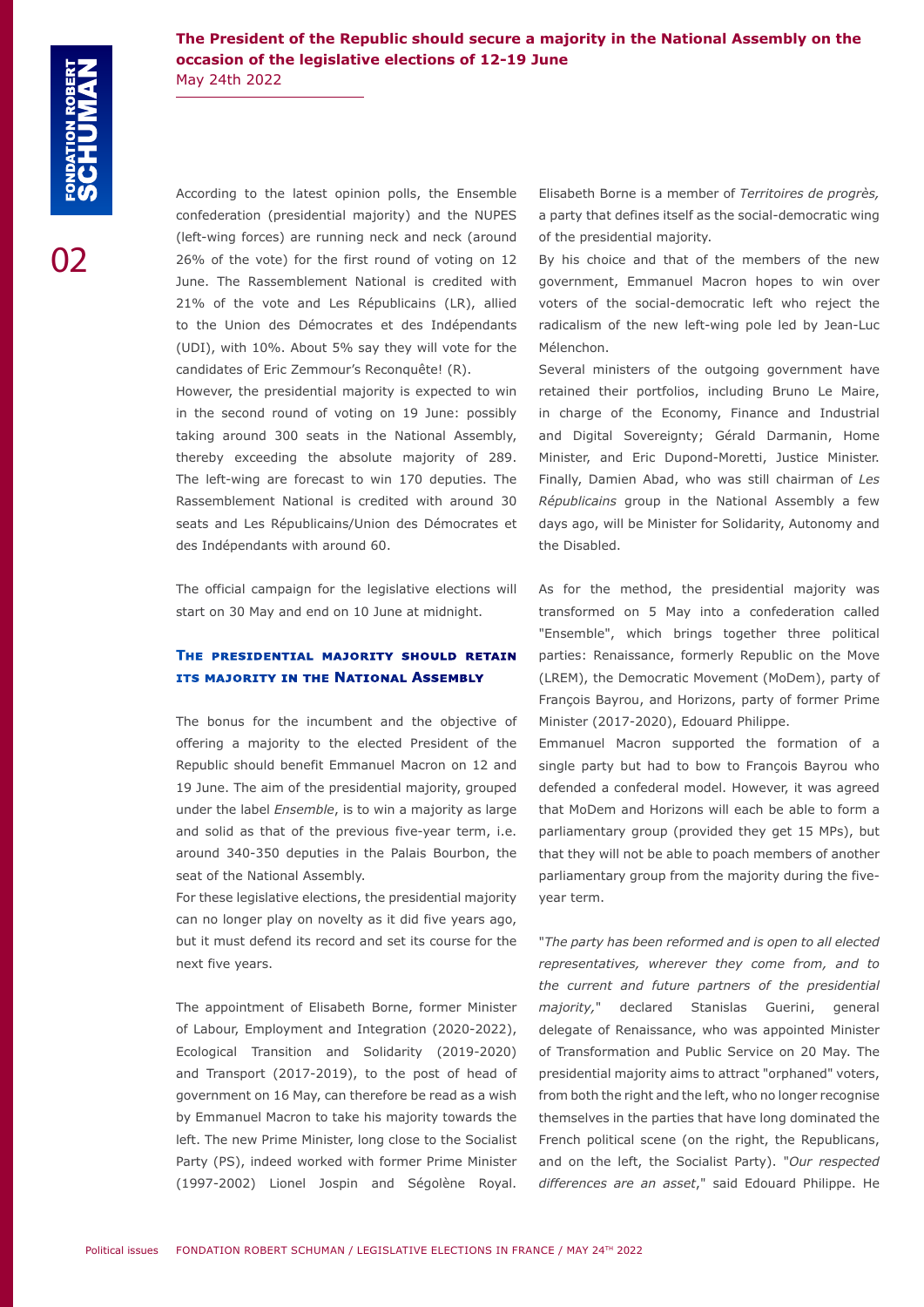According to the latest opinion polls, the Ensemble confederation (presidential majority) and the NUPES (left-wing forces) are running neck and neck (around 26% of the vote) for the first round of voting on 12 June. The Rassemblement National is credited with 21% of the vote and Les Républicains (LR), allied to the Union des Démocrates et des Indépendants (UDI), with 10%. About 5% say they will vote for the candidates of Eric Zemmour's Reconquête! (R).

However, the presidential majority is expected to win in the second round of voting on 19 June: possibly taking around 300 seats in the National Assembly, thereby exceeding the absolute majority of 289. The left-wing are forecast to win 170 deputies. The Rassemblement National is credited with around 30 seats and Les Républicains/Union des Démocrates et des Indépendants with around 60.

The official campaign for the legislative elections will start on 30 May and end on 10 June at midnight.

## The presidential majority should retain its majority in the National Assembly

The bonus for the incumbent and the objective of offering a majority to the elected President of the Republic should benefit Emmanuel Macron on 12 and 19 June. The aim of the presidential majority, grouped under the label *Ensemble*, is to win a majority as large and solid as that of the previous five-year term, i.e. around 340-350 deputies in the Palais Bourbon, the seat of the National Assembly.

For these legislative elections, the presidential majority can no longer play on novelty as it did five years ago, but it must defend its record and set its course for the next five years.

The appointment of Elisabeth Borne, former Minister of Labour, Employment and Integration (2020-2022), Ecological Transition and Solidarity (2019-2020) and Transport (2017-2019), to the post of head of government on 16 May, can therefore be read as a wish by Emmanuel Macron to take his majority towards the left. The new Prime Minister, long close to the Socialist Party (PS), indeed worked with former Prime Minister (1997-2002) Lionel Jospin and Ségolène Royal. Elisabeth Borne is a member of *Territoires de progrès,* a party that defines itself as the social-democratic wing of the presidential majority.

By his choice and that of the members of the new government, Emmanuel Macron hopes to win over voters of the social-democratic left who reject the radicalism of the new left-wing pole led by Jean-Luc Mélenchon.

Several ministers of the outgoing government have retained their portfolios, including Bruno Le Maire, in charge of the Economy, Finance and Industrial and Digital Sovereignty; Gérald Darmanin, Home Minister, and Eric Dupond-Moretti, Justice Minister. Finally, Damien Abad, who was still chairman of *Les Républicains* group in the National Assembly a few days ago, will be Minister for Solidarity, Autonomy and the Disabled.

As for the method, the presidential majority was transformed on 5 May into a confederation called "Ensemble", which brings together three political parties: Renaissance, formerly Republic on the Move (LREM), the Democratic Movement (MoDem), party of François Bayrou, and Horizons, party of former Prime Minister (2017-2020), Edouard Philippe.

Emmanuel Macron supported the formation of a single party but had to bow to François Bayrou who defended a confederal model. However, it was agreed that MoDem and Horizons will each be able to form a parliamentary group (provided they get 15 MPs), but that they will not be able to poach members of another parliamentary group from the majority during the five-year term.

"*The party has been reformed and is open to all elected representatives, wherever they come from, and to the current and future partners of the presidential majority,*" declared Stanislas Guerini, general delegate of Renaissance, who was appointed Minister of Transformation and Public Service on 20 May. The presidential majority aims to attract "orphaned" voters, from both the right and the left, who no longer recognise themselves in the parties that have long dominated the French political scene (on the right, the Republicans, and on the left, the Socialist Party). "*Our respected differences are an asset*," said Edouard Philippe. He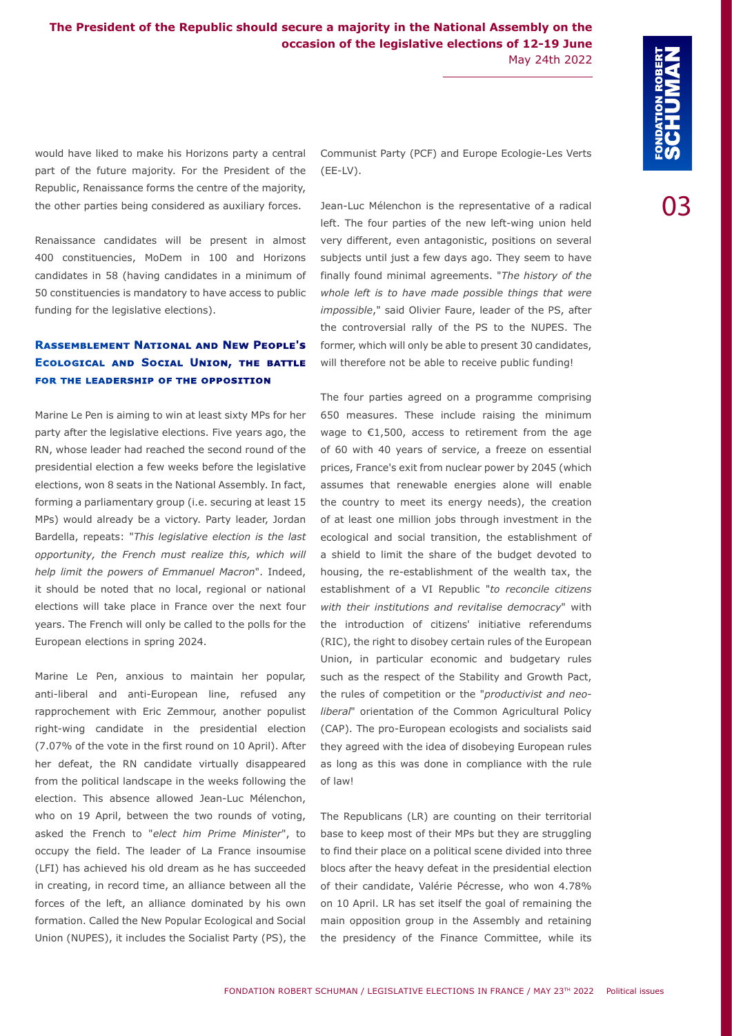would have liked to make his Horizons party a central part of the future majority. For the President of the Republic, Renaissance forms the centre of the majority, the other parties being considered as auxiliary forces.

Renaissance candidates will be present in almost 400 constituencies, MoDem in 100 and Horizons candidates in 58 (having candidates in a minimum of 50 constituencies is mandatory to have access to public funding for the legislative elections).

## Rassemblement National and New People's Ecological and Social Union, the battle for the leadership of the opposition

Marine Le Pen is aiming to win at least sixty MPs for her party after the legislative elections. Five years ago, the RN, whose leader had reached the second round of the presidential election a few weeks before the legislative elections, won 8 seats in the National Assembly. In fact, forming a parliamentary group (i.e. securing at least 15 MPs) would already be a victory. Party leader, Jordan Bardella, repeats: "*This legislative election is the last opportunity, the French must realize this, which will help limit the powers of Emmanuel Macron*". Indeed, it should be noted that no local, regional or national elections will take place in France over the next four years. The French will only be called to the polls for the European elections in spring 2024.

Marine Le Pen, anxious to maintain her popular, anti-liberal and anti-European line, refused any rapprochement with Eric Zemmour, another populist right-wing candidate in the presidential election (7.07% of the vote in the first round on 10 April). After her defeat, the RN candidate virtually disappeared from the political landscape in the weeks following the election. This absence allowed Jean-Luc Mélenchon, who on 19 April, between the two rounds of voting, asked the French to "*elect him Prime Minister*", to occupy the field. The leader of La France insoumise (LFI) has achieved his old dream as he has succeeded in creating, in record time, an alliance between all the forces of the left, an alliance dominated by his own formation. Called the New Popular Ecological and Social Union (NUPES), it includes the Socialist Party (PS), the Communist Party (PCF) and Europe Ecologie-Les Verts (EE-LV).

Jean-Luc Mélenchon is the representative of a radical left. The four parties of the new left-wing union held very different, even antagonistic, positions on several subjects until just a few days ago. They seem to have finally found minimal agreements. "*The history of the whole left is to have made possible things that were impossible*," said Olivier Faure, leader of the PS, after the controversial rally of the PS to the NUPES. The former, which will only be able to present 30 candidates, will therefore not be able to receive public funding!

The four parties agreed on a programme comprising 650 measures. These include raising the minimum wage to €1,500, access to retirement from the age of 60 with 40 years of service, a freeze on essential prices, France's exit from nuclear power by 2045 (which assumes that renewable energies alone will enable the country to meet its energy needs), the creation of at least one million jobs through investment in the ecological and social transition, the establishment of a shield to limit the share of the budget devoted to housing, the re-establishment of the wealth tax, the establishment of a VI Republic "*to reconcile citizens with their institutions and revitalise democracy*" with the introduction of citizens' initiative referendums (RIC), the right to disobey certain rules of the European Union, in particular economic and budgetary rules such as the respect of the Stability and Growth Pact, the rules of competition or the "*productivist and neo-liberal*" orientation of the Common Agricultural Policy (CAP). The pro-European ecologists and socialists said they agreed with the idea of disobeying European rules as long as this was done in compliance with the rule of law!

The Republicans (LR) are counting on their territorial base to keep most of their MPs but they are struggling to find their place on a political scene divided into three blocs after the heavy defeat in the presidential election of their candidate, Valérie Pécresse, who won 4.78% on 10 April. LR has set itself the goal of remaining the main opposition group in the Assembly and retaining the presidency of the Finance Committee, while its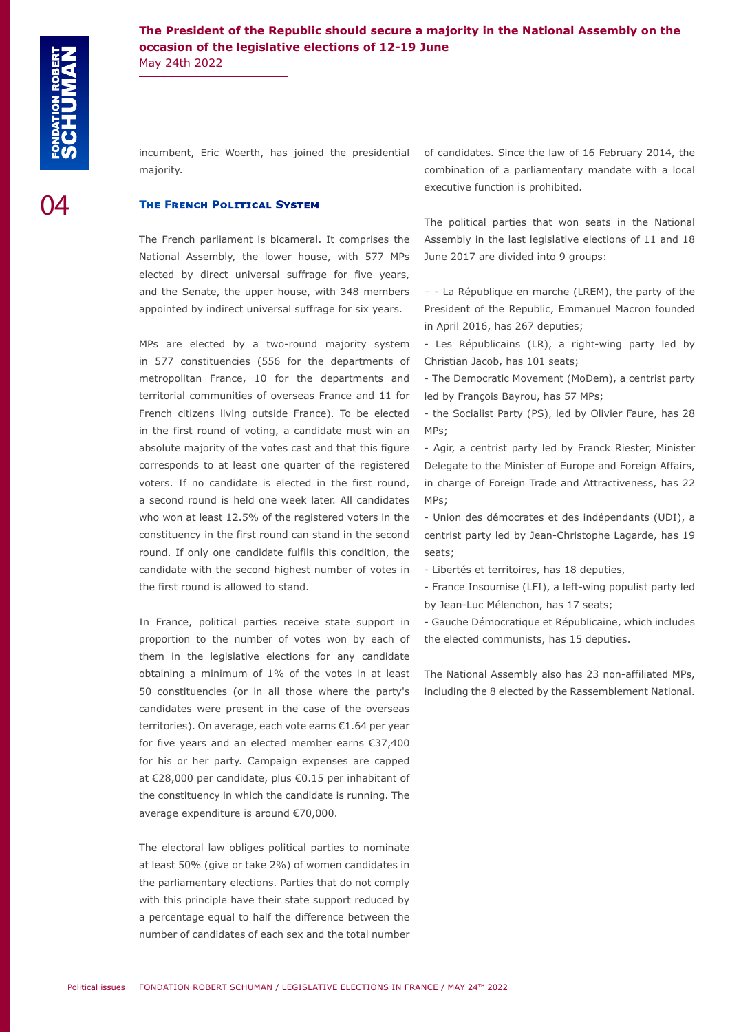incumbent, Eric Woerth, has joined the presidential majority.

## The French Political System

The French parliament is bicameral. It comprises the National Assembly, the lower house, with 577 MPs elected by direct universal suffrage for five years, and the Senate, the upper house, with 348 members appointed by indirect universal suffrage for six years.

MPs are elected by a two-round majority system in 577 constituencies (556 for the departments of metropolitan France, 10 for the departments and territorial communities of overseas France and 11 for French citizens living outside France). To be elected in the first round of voting, a candidate must win an absolute majority of the votes cast and that this figure corresponds to at least one quarter of the registered voters. If no candidate is elected in the first round, a second round is held one week later. All candidates who won at least 12.5% of the registered voters in the constituency in the first round can stand in the second round. If only one candidate fulfils this condition, the candidate with the second highest number of votes in the first round is allowed to stand.

In France, political parties receive state support in proportion to the number of votes won by each of them in the legislative elections for any candidate obtaining a minimum of 1% of the votes in at least 50 constituencies (or in all those where the party's candidates were present in the case of the overseas territories). On average, each vote earns €1.64 per year for five years and an elected member earns €37,400 for his or her party. Campaign expenses are capped at €28,000 per candidate, plus €0.15 per inhabitant of the constituency in which the candidate is running. The average expenditure is around €70,000.

The electoral law obliges political parties to nominate at least 50% (give or take 2%) of women candidates in the parliamentary elections. Parties that do not comply with this principle have their state support reduced by a percentage equal to half the difference between the number of candidates of each sex and the total number of candidates. Since the law of 16 February 2014, the combination of a parliamentary mandate with a local executive function is prohibited.

The political parties that won seats in the National Assembly in the last legislative elections of 11 and 18 June 2017 are divided into 9 groups:

– - La République en marche (LREM), the party of the President of the Republic, Emmanuel Macron founded in April 2016, has 267 deputies;

- Les Républicains (LR), a right-wing party led by Christian Jacob, has 101 seats;
- The Democratic Movement (MoDem), a centrist party led by François Bayrou, has 57 MPs;
- the Socialist Party (PS), led by Olivier Faure, has 28 MPs;
- Agir, a centrist party led by Franck Riester, Minister Delegate to the Minister of Europe and Foreign Affairs, in charge of Foreign Trade and Attractiveness, has 22 MPs;
- Union des démocrates et des indépendants (UDI), a centrist party led by Jean-Christophe Lagarde, has 19 seats;
- Libertés et territoires, has 18 deputies,
- France Insoumise (LFI), a left-wing populist party led by Jean-Luc Mélenchon, has 17 seats;
- Gauche Démocratique et Républicaine, which includes the elected communists, has 15 deputies.

The National Assembly also has 23 non-affiliated MPs, including the 8 elected by the Rassemblement National.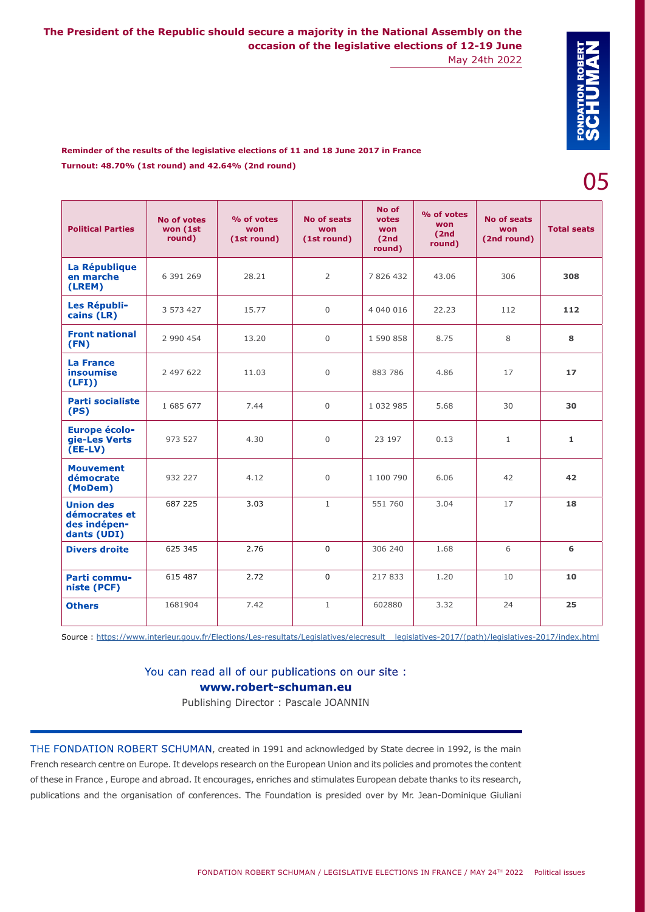**Reminder of the results of the legislative elections of 11 and 18 June 2017 in France**

**Turnout: 48.70% (1st round) and 42.64% (2nd round)**

| Political Parties | No of votes won (1st round) | % of votes won (1st round) | No of seats won (1st round) | No of votes won (2nd round) | % of votes won (2nd round) | No of seats won (2nd round) | Total seats |
|---|---|---|---|---|---|---|---|
| **La République en marche (LREM)** | 6 391 269 | 28.21 | 2 | 7 826 432 | 43.06 | 306 | **308** |
| **Les Républicains (LR)** | 3 573 427 | 15.77 | 0 | 4 040 016 | 22.23 | 112 | **112** |
| **Front national (FN)** | 2 990 454 | 13.20 | 0 | 1 590 858 | 8.75 | 8 | **8** |
| **La France insoumise (LFI))** | 2 497 622 | 11.03 | 0 | 883 786 | 4.86 | 17 | **17** |
| **Parti socialiste (PS)** | 1 685 677 | 7.44 | 0 | 1 032 985 | 5.68 | 30 | **30** |
| **Europe écologie-Les Verts (EE-LV)** | 973 527 | 4.30 | 0 | 23 197 | 0.13 | 1 | **1** |
| **Mouvement démocrate (MoDem)** | 932 227 | 4.12 | 0 | 1 100 790 | 6.06 | 42 | **42** |
| **Union des démocrates et des indépendants (UDI)** | 687 225 | 3.03 | 1 | 551 760 | 3.04 | 17 | **18** |
| **Divers droite** | 625 345 | 2.76 | 0 | 306 240 | 1.68 | 6 | **6** |
| **Parti communiste (PCF)** | 615 487 | 2.72 | 0 | 217 833 | 1.20 | 10 | **10** |
| **Others** | 1681904 | 7.42 | 1 | 602880 | 3.32 | 24 | **25** |

Source : https://www.interieur.gouv.fr/Elections/Les-resultats/Legislatives/elecresult__legislatives-2017/(path)/legislatives-2017/index.html

You can read all of our publications on our site :
**www.robert-schuman.eu**

Publishing Director : Pascale JOANNIN

THE FONDATION ROBERT SCHUMAN, created in 1991 and acknowledged by State decree in 1992, is the main French research centre on Europe. It develops research on the European Union and its policies and promotes the content of these in France , Europe and abroad. It encourages, enriches and stimulates European debate thanks to its research, publications and the organisation of conferences. The Foundation is presided over by Mr. Jean-Dominique Giuliani